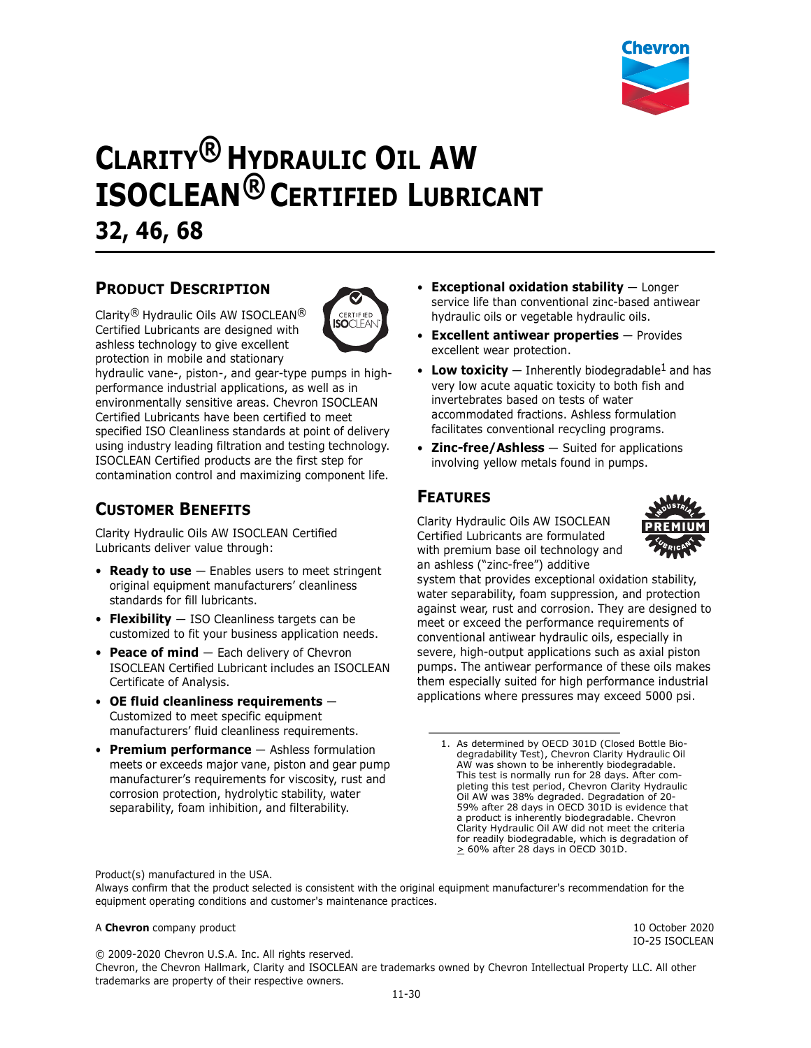# Clarity® Hydraulic Oil AW ISOCLEAN® Certified Lubricant

## 32, 46, 68

## Product Description

Clarity® Hydraulic Oils AW ISOCLEAN® Certified Lubricants are designed with ashless technology to give excellent protection in mobile and stationary hydraulic vane-, piston-, and gear-type pumps in high-performance industrial applications, as well as in environmentally sensitive areas. Chevron ISOCLEAN Certified Lubricants have been certified to meet specified ISO Cleanliness standards at point of delivery using industry leading filtration and testing technology. ISOCLEAN Certified products are the first step for contamination control and maximizing component life.

## Customer Benefits

Clarity Hydraulic Oils AW ISOCLEAN Certified Lubricants deliver value through:

- **Ready to use** — Enables users to meet stringent original equipment manufacturers' cleanliness standards for fill lubricants.
- **Flexibility** — ISO Cleanliness targets can be customized to fit your business application needs.
- **Peace of mind** — Each delivery of Chevron ISOCLEAN Certified Lubricant includes an ISOCLEAN Certificate of Analysis.
- **OE fluid cleanliness requirements** — Customized to meet specific equipment manufacturers' fluid cleanliness requirements.
- **Premium performance** — Ashless formulation meets or exceeds major vane, piston and gear pump manufacturer's requirements for viscosity, rust and corrosion protection, hydrolytic stability, water separability, foam inhibition, and filterability.
- **Exceptional oxidation stability** — Longer service life than conventional zinc-based antiwear hydraulic oils or vegetable hydraulic oils.
- **Excellent antiwear properties** — Provides excellent wear protection.
- **Low toxicity** — Inherently biodegradable[1] and has very low acute aquatic toxicity to both fish and invertebrates based on tests of water accommodated fractions. Ashless formulation facilitates conventional recycling programs.
- **Zinc-free/Ashless** — Suited for applications involving yellow metals found in pumps.

## Features

Clarity Hydraulic Oils AW ISOCLEAN Certified Lubricants are formulated with premium base oil technology and an ashless ("zinc-free") additive system that provides exceptional oxidation stability, water separability, foam suppression, and protection against wear, rust and corrosion. They are designed to meet or exceed the performance requirements of conventional antiwear hydraulic oils, especially in severe, high-output applications such as axial piston pumps. The antiwear performance of these oils makes them especially suited for high performance industrial applications where pressures may exceed 5000 psi.

1. As determined by OECD 301D (Closed Bottle Biodegradability Test), Chevron Clarity Hydraulic Oil AW was shown to be inherently biodegradable. This test is normally run for 28 days. After completing this test period, Chevron Clarity Hydraulic Oil AW was 38% degraded. Degradation of 20-59% after 28 days in OECD 301D is evidence that a product is inherently biodegradable. Chevron Clarity Hydraulic Oil AW did not meet the criteria for readily biodegradable, which is degradation of ≥ 60% after 28 days in OECD 301D.

Product(s) manufactured in the USA.
Always confirm that the product selected is consistent with the original equipment manufacturer's recommendation for the equipment operating conditions and customer's maintenance practices.

A **Chevron** company product

10 October 2020
IO-25 ISOCLEAN

© 2009-2020 Chevron U.S.A. Inc. All rights reserved.
Chevron, the Chevron Hallmark, Clarity and ISOCLEAN are trademarks owned by Chevron Intellectual Property LLC. All other trademarks are property of their respective owners.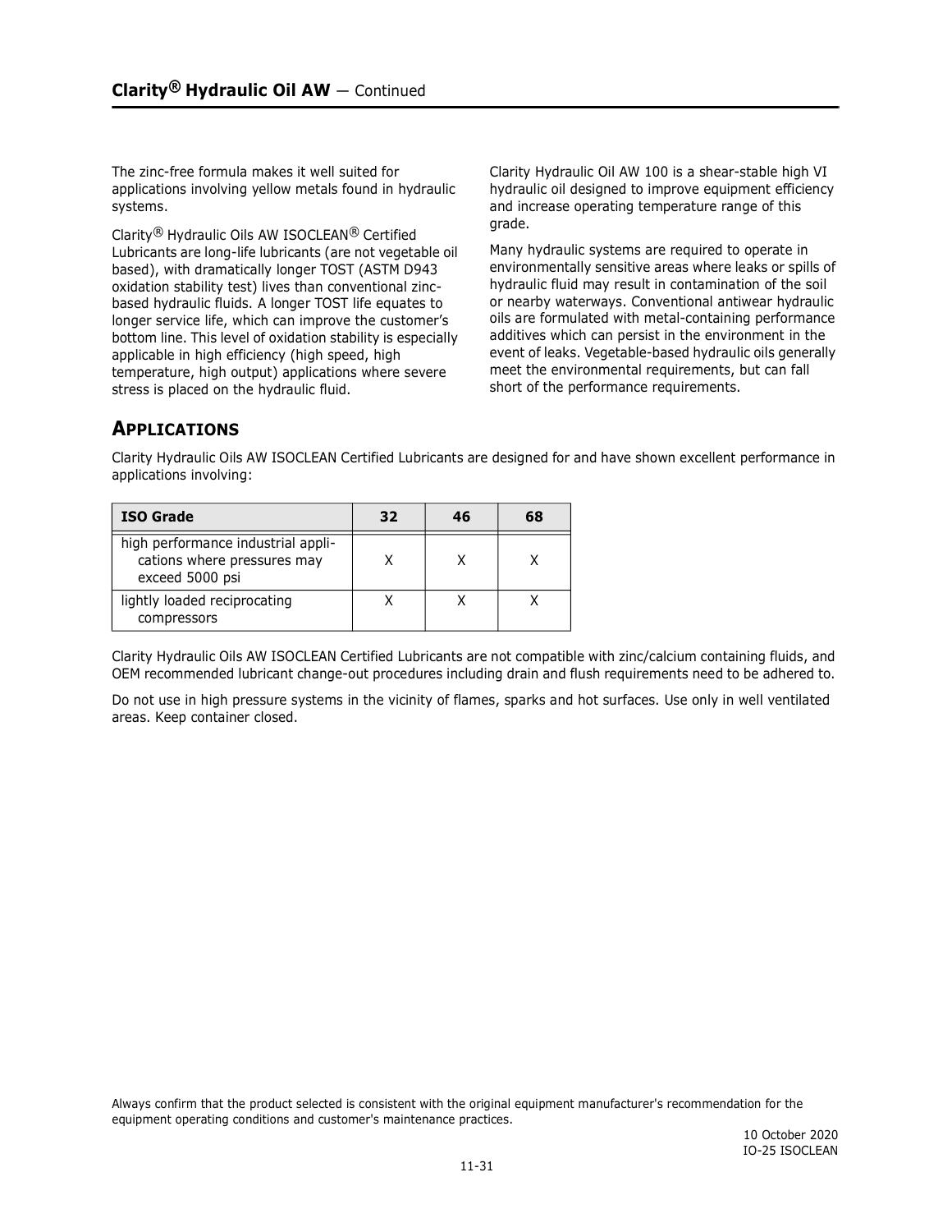## Clarity® Hydraulic Oil AW — Continued

The zinc-free formula makes it well suited for applications involving yellow metals found in hydraulic systems.

Clarity® Hydraulic Oils AW ISOCLEAN® Certified Lubricants are long-life lubricants (are not vegetable oil based), with dramatically longer TOST (ASTM D943 oxidation stability test) lives than conventional zinc-based hydraulic fluids. A longer TOST life equates to longer service life, which can improve the customer's bottom line. This level of oxidation stability is especially applicable in high efficiency (high speed, high temperature, high output) applications where severe stress is placed on the hydraulic fluid.

Clarity Hydraulic Oil AW 100 is a shear-stable high VI hydraulic oil designed to improve equipment efficiency and increase operating temperature range of this grade.

Many hydraulic systems are required to operate in environmentally sensitive areas where leaks or spills of hydraulic fluid may result in contamination of the soil or nearby waterways. Conventional antiwear hydraulic oils are formulated with metal-containing performance additives which can persist in the environment in the event of leaks. Vegetable-based hydraulic oils generally meet the environmental requirements, but can fall short of the performance requirements.

## Applications

Clarity Hydraulic Oils AW ISOCLEAN Certified Lubricants are designed for and have shown excellent performance in applications involving:

| ISO Grade | 32 | 46 | 68 |
|---|---|---|---|
| high performance industrial applications where pressures may exceed 5000 psi | X | X | X |
| lightly loaded reciprocating compressors | X | X | X |

Clarity Hydraulic Oils AW ISOCLEAN Certified Lubricants are not compatible with zinc/calcium containing fluids, and OEM recommended lubricant change-out procedures including drain and flush requirements need to be adhered to.

Do not use in high pressure systems in the vicinity of flames, sparks and hot surfaces. Use only in well ventilated areas. Keep container closed.

Always confirm that the product selected is consistent with the original equipment manufacturer's recommendation for the equipment operating conditions and customer's maintenance practices.

10 October 2020
IO-25 ISOCLEAN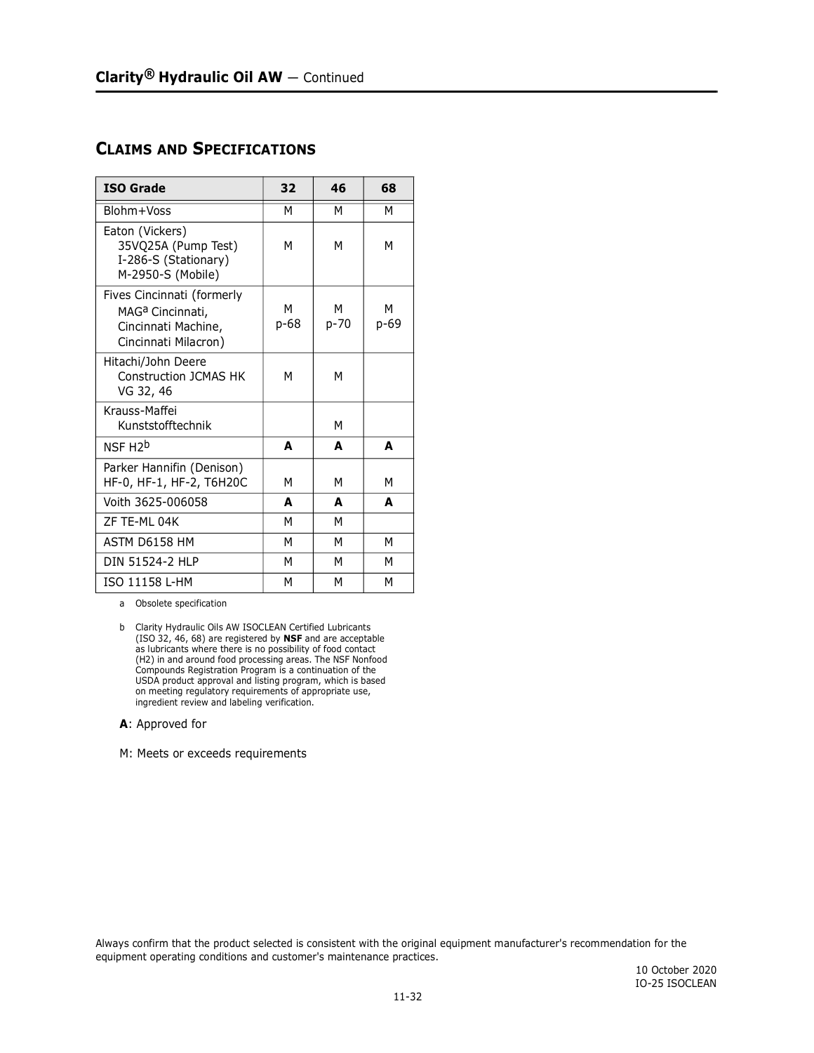## Claims and Specifications

| ISO Grade | 32 | 46 | 68 |
|---|---|---|---|
| Blohm+Voss | M | M | M |
| Eaton (Vickers) 35VQ25A (Pump Test) I-286-S (Stationary) M-2950-S (Mobile) | M | M | M |
| Fives Cincinnati (formerly MAG[a] Cincinnati, Cincinnati Machine, Cincinnati Milacron) | M p-68 | M p-70 | M p-69 |
| Hitachi/John Deere Construction JCMAS HK VG 32, 46 | M | M | |
| Krauss-Maffei Kunststofftechnik | | M | |
| NSF H2[b] | **A** | **A** | **A** |
| Parker Hannifin (Denison) HF-0, HF-1, HF-2, T6H20C | M | M | M |
| Voith 3625-006058 | **A** | **A** | **A** |
| ZF TE-ML 04K | M | M | |
| ASTM D6158 HM | M | M | M |
| DIN 51524-2 HLP | M | M | M |
| ISO 11158 L-HM | M | M | M |

a Obsolete specification

b Clarity Hydraulic Oils AW ISOCLEAN Certified Lubricants (ISO 32, 46, 68) are registered by **NSF** and are acceptable as lubricants where there is no possibility of food contact (H2) in and around food processing areas. The NSF Nonfood Compounds Registration Program is a continuation of the USDA product approval and listing program, which is based on meeting regulatory requirements of appropriate use, ingredient review and labeling verification.

**A**: Approved for

M: Meets or exceeds requirements

Always confirm that the product selected is consistent with the original equipment manufacturer's recommendation for the equipment operating conditions and customer's maintenance practices.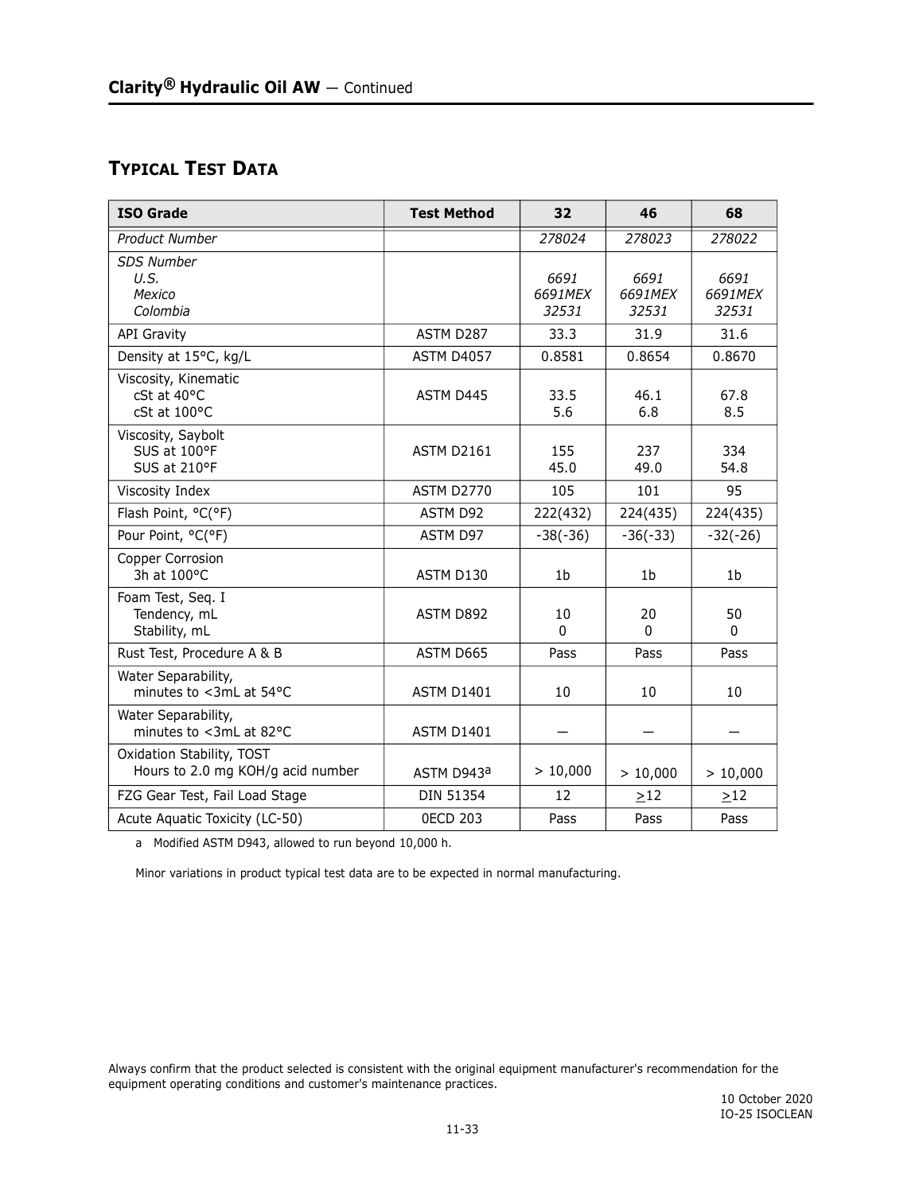## TYPICAL TEST DATA

| ISO Grade | Test Method | 32 | 46 | 68 |
|---|---|---|---|---|
| *Product Number* | | *278024* | *278023* | *278022* |
| *SDS Number*<br>*U.S.*<br>*Mexico*<br>*Colombia* | | *6691*<br>*6691MEX*<br>*32531* | *6691*<br>*6691MEX*<br>*32531* | *6691*<br>*6691MEX*<br>*32531* |
| API Gravity | ASTM D287 | 33.3 | 31.9 | 31.6 |
| Density at 15°C, kg/L | ASTM D4057 | 0.8581 | 0.8654 | 0.8670 |
| Viscosity, Kinematic<br>cSt at 40°C<br>cSt at 100°C | ASTM D445 | 33.5<br>5.6 | 46.1<br>6.8 | 67.8<br>8.5 |
| Viscosity, Saybolt<br>SUS at 100°F<br>SUS at 210°F | ASTM D2161 | 155<br>45.0 | 237<br>49.0 | 334<br>54.8 |
| Viscosity Index | ASTM D2770 | 105 | 101 | 95 |
| Flash Point, °C(°F) | ASTM D92 | 222(432) | 224(435) | 224(435) |
| Pour Point, °C(°F) | ASTM D97 | -38(-36) | -36(-33) | -32(-26) |
| Copper Corrosion<br>3h at 100°C | ASTM D130 | 1b | 1b | 1b |
| Foam Test, Seq. I<br>Tendency, mL<br>Stability, mL | ASTM D892 | 10<br>0 | 20<br>0 | 50<br>0 |
| Rust Test, Procedure A & B | ASTM D665 | Pass | Pass | Pass |
| Water Separability,<br>minutes to <3mL at 54°C | ASTM D1401 | 10 | 10 | 10 |
| Water Separability,<br>minutes to <3mL at 82°C | ASTM D1401 | — | — | — |
| Oxidation Stability, TOST<br>Hours to 2.0 mg KOH/g acid number | ASTM D943[a] | > 10,000 | > 10,000 | > 10,000 |
| FZG Gear Test, Fail Load Stage | DIN 51354 | 12 | ≥12 | ≥12 |
| Acute Aquatic Toxicity (LC-50) | 0ECD 203 | Pass | Pass | Pass |

a Modified ASTM D943, allowed to run beyond 10,000 h.

Minor variations in product typical test data are to be expected in normal manufacturing.

Always confirm that the product selected is consistent with the original equipment manufacturer's recommendation for the equipment operating conditions and customer's maintenance practices.

10 October 2020
IO-25 ISOCLEAN